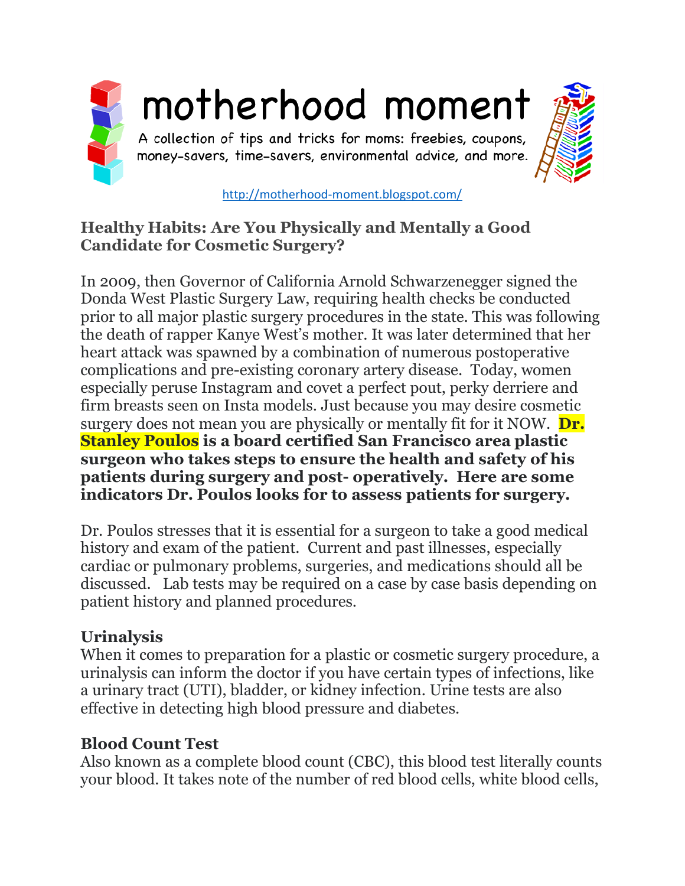# motherhood moment

A collection of tips and tricks for moms: freebies, coupons, money-savers, time-savers, environmental advice, and more.

http://motherhood-moment.blogspot.com/

## Healthy Habits: Are You Physically and Mentally a Good Candidate for Cosmetic Surgery?

In 2009, then Governor of California Arnold Schwarzenegger signed the Donda West Plastic Surgery Law, requiring health checks be conducted prior to all major plastic surgery procedures in the state. This was following the death of rapper Kanye West's mother. It was later determined that her heart attack was spawned by a combination of numerous postoperative complications and pre-existing coronary artery disease. Today, women especially peruse Instagram and covet a perfect pout, perky derriere and firm breasts seen on Insta models. Just because you may desire cosmetic surgery does not mean you are physically or mentally fit for it NOW. **Dr. Stanley Poulos is a board certified San Francisco area plastic surgeon who takes steps to ensure the health and safety of his patients during surgery and post- operatively. Here are some indicators Dr. Poulos looks for to assess patients for surgery.**

Dr. Poulos stresses that it is essential for a surgeon to take a good medical history and exam of the patient. Current and past illnesses, especially cardiac or pulmonary problems, surgeries, and medications should all be discussed. Lab tests may be required on a case by case basis depending on patient history and planned procedures.

### Urinalysis

When it comes to preparation for a plastic or cosmetic surgery procedure, a urinalysis can inform the doctor if you have certain types of infections, like a urinary tract (UTI), bladder, or kidney infection. Urine tests are also effective in detecting high blood pressure and diabetes.

### Blood Count Test

Also known as a complete blood count (CBC), this blood test literally counts your blood. It takes note of the number of red blood cells, white blood cells,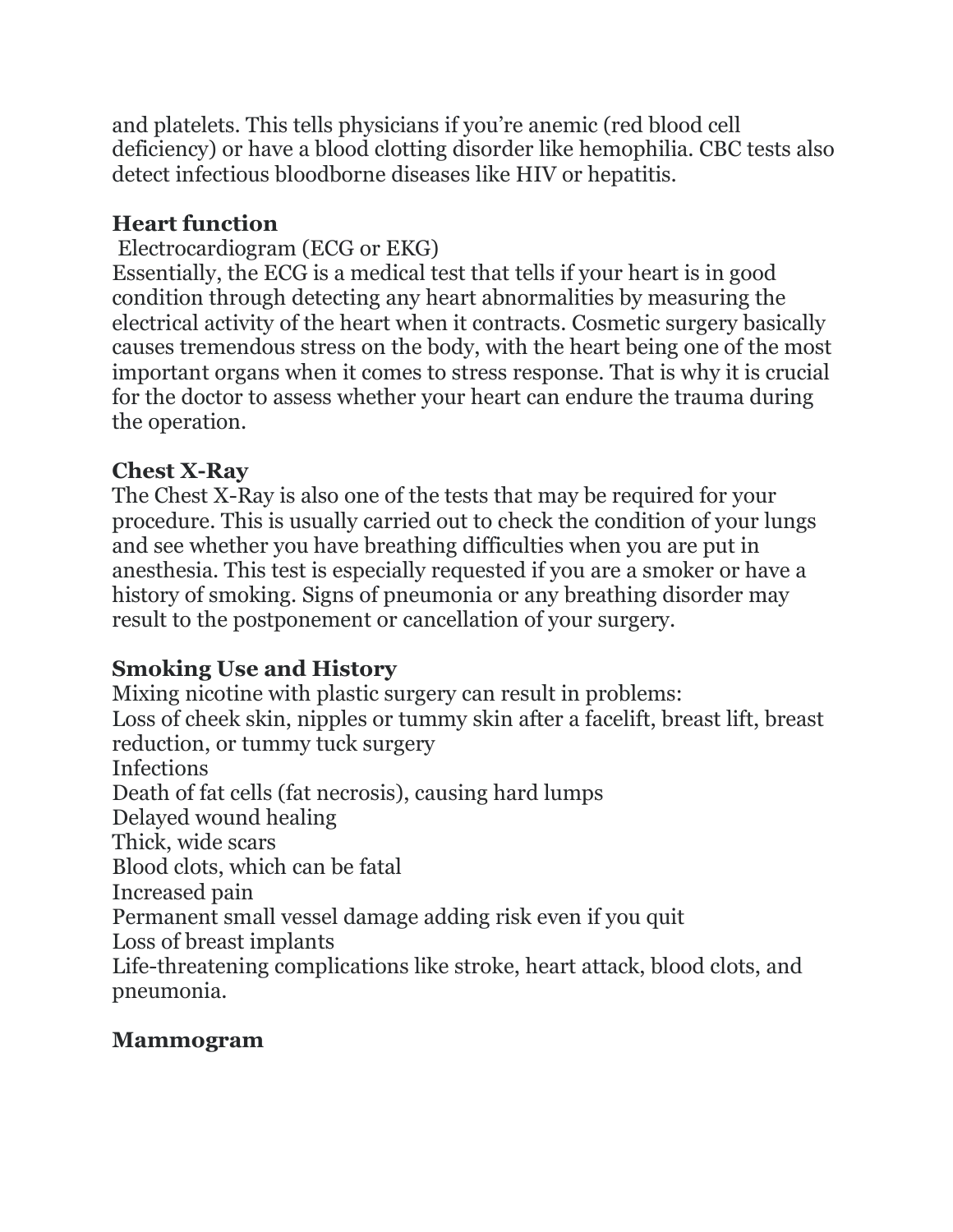and platelets. This tells physicians if you're anemic (red blood cell deficiency) or have a blood clotting disorder like hemophilia. CBC tests also detect infectious bloodborne diseases like HIV or hepatitis.

## Heart function

Electrocardiogram (ECG or EKG)

Essentially, the ECG is a medical test that tells if your heart is in good condition through detecting any heart abnormalities by measuring the electrical activity of the heart when it contracts. Cosmetic surgery basically causes tremendous stress on the body, with the heart being one of the most important organs when it comes to stress response. That is why it is crucial for the doctor to assess whether your heart can endure the trauma during the operation.

## Chest X-Ray

The Chest X-Ray is also one of the tests that may be required for your procedure. This is usually carried out to check the condition of your lungs and see whether you have breathing difficulties when you are put in anesthesia. This test is especially requested if you are a smoker or have a history of smoking. Signs of pneumonia or any breathing disorder may result to the postponement or cancellation of your surgery.

## Smoking Use and History

Mixing nicotine with plastic surgery can result in problems:

Loss of cheek skin, nipples or tummy skin after a facelift, breast lift, breast reduction, or tummy tuck surgery

Infections

Death of fat cells (fat necrosis), causing hard lumps

Delayed wound healing

Thick, wide scars

Blood clots, which can be fatal

Increased pain

Permanent small vessel damage adding risk even if you quit

Loss of breast implants

Life-threatening complications like stroke, heart attack, blood clots, and pneumonia.

## Mammogram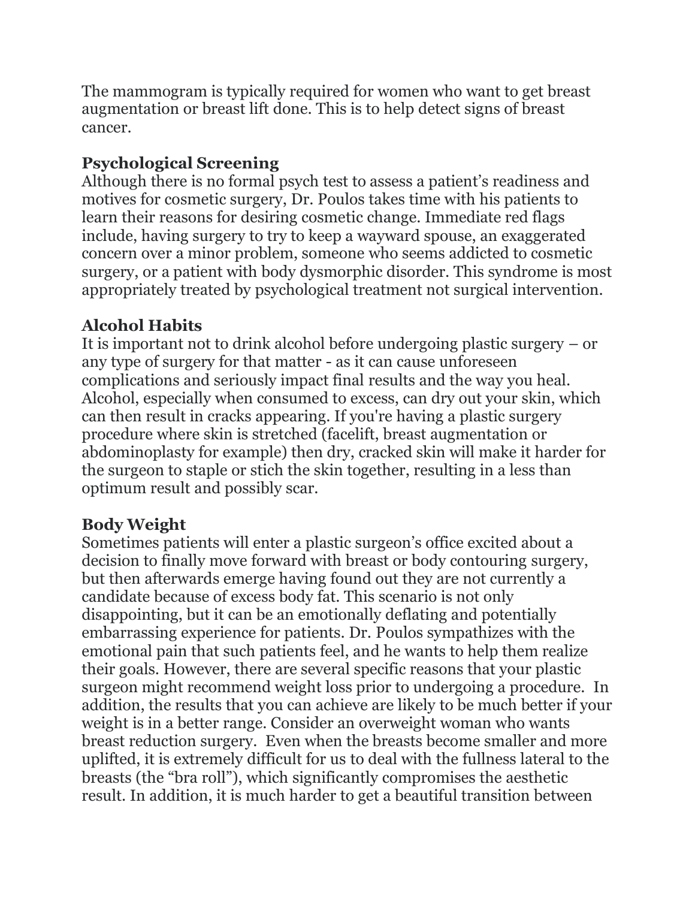The mammogram is typically required for women who want to get breast augmentation or breast lift done. This is to help detect signs of breast cancer.

**Psychological Screening**

Although there is no formal psych test to assess a patient's readiness and motives for cosmetic surgery, Dr. Poulos takes time with his patients to learn their reasons for desiring cosmetic change. Immediate red flags include, having surgery to try to keep a wayward spouse, an exaggerated concern over a minor problem, someone who seems addicted to cosmetic surgery, or a patient with body dysmorphic disorder. This syndrome is most appropriately treated by psychological treatment not surgical intervention.

**Alcohol Habits**

It is important not to drink alcohol before undergoing plastic surgery – or any type of surgery for that matter - as it can cause unforeseen complications and seriously impact final results and the way you heal. Alcohol, especially when consumed to excess, can dry out your skin, which can then result in cracks appearing. If you're having a plastic surgery procedure where skin is stretched (facelift, breast augmentation or abdominoplasty for example) then dry, cracked skin will make it harder for the surgeon to staple or stich the skin together, resulting in a less than optimum result and possibly scar.

**Body Weight**

Sometimes patients will enter a plastic surgeon's office excited about a decision to finally move forward with breast or body contouring surgery, but then afterwards emerge having found out they are not currently a candidate because of excess body fat. This scenario is not only disappointing, but it can be an emotionally deflating and potentially embarrassing experience for patients. Dr. Poulos sympathizes with the emotional pain that such patients feel, and he wants to help them realize their goals. However, there are several specific reasons that your plastic surgeon might recommend weight loss prior to undergoing a procedure. In addition, the results that you can achieve are likely to be much better if your weight is in a better range. Consider an overweight woman who wants breast reduction surgery. Even when the breasts become smaller and more uplifted, it is extremely difficult for us to deal with the fullness lateral to the breasts (the "bra roll"), which significantly compromises the aesthetic result. In addition, it is much harder to get a beautiful transition between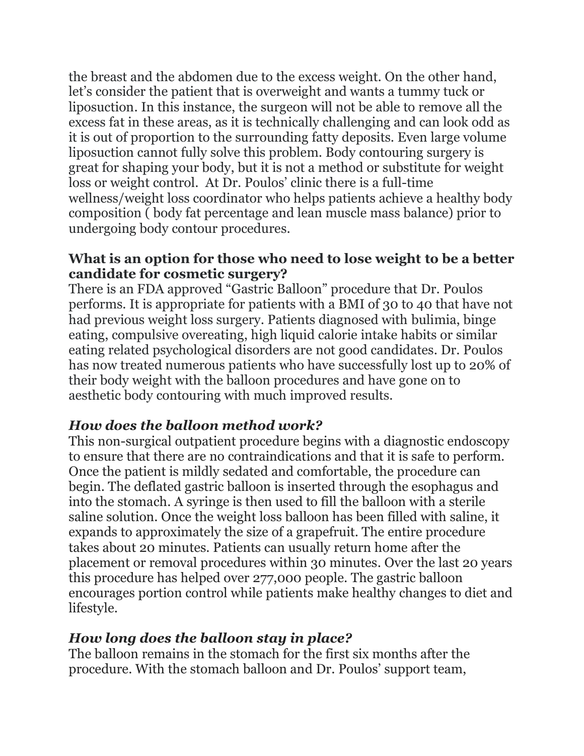the breast and the abdomen due to the excess weight. On the other hand, let's consider the patient that is overweight and wants a tummy tuck or liposuction. In this instance, the surgeon will not be able to remove all the excess fat in these areas, as it is technically challenging and can look odd as it is out of proportion to the surrounding fatty deposits. Even large volume liposuction cannot fully solve this problem. Body contouring surgery is great for shaping your body, but it is not a method or substitute for weight loss or weight control. At Dr. Poulos' clinic there is a full-time wellness/weight loss coordinator who helps patients achieve a healthy body composition ( body fat percentage and lean muscle mass balance) prior to undergoing body contour procedures.

**What is an option for those who need to lose weight to be a better candidate for cosmetic surgery?**

There is an FDA approved "Gastric Balloon" procedure that Dr. Poulos performs. It is appropriate for patients with a BMI of 30 to 40 that have not had previous weight loss surgery. Patients diagnosed with bulimia, binge eating, compulsive overeating, high liquid calorie intake habits or similar eating related psychological disorders are not good candidates. Dr. Poulos has now treated numerous patients who have successfully lost up to 20% of their body weight with the balloon procedures and have gone on to aesthetic body contouring with much improved results.

***How does the balloon method work?***

This non-surgical outpatient procedure begins with a diagnostic endoscopy to ensure that there are no contraindications and that it is safe to perform. Once the patient is mildly sedated and comfortable, the procedure can begin. The deflated gastric balloon is inserted through the esophagus and into the stomach. A syringe is then used to fill the balloon with a sterile saline solution. Once the weight loss balloon has been filled with saline, it expands to approximately the size of a grapefruit. The entire procedure takes about 20 minutes. Patients can usually return home after the placement or removal procedures within 30 minutes. Over the last 20 years this procedure has helped over 277,000 people. The gastric balloon encourages portion control while patients make healthy changes to diet and lifestyle.

***How long does the balloon stay in place?***

The balloon remains in the stomach for the first six months after the procedure. With the stomach balloon and Dr. Poulos' support team,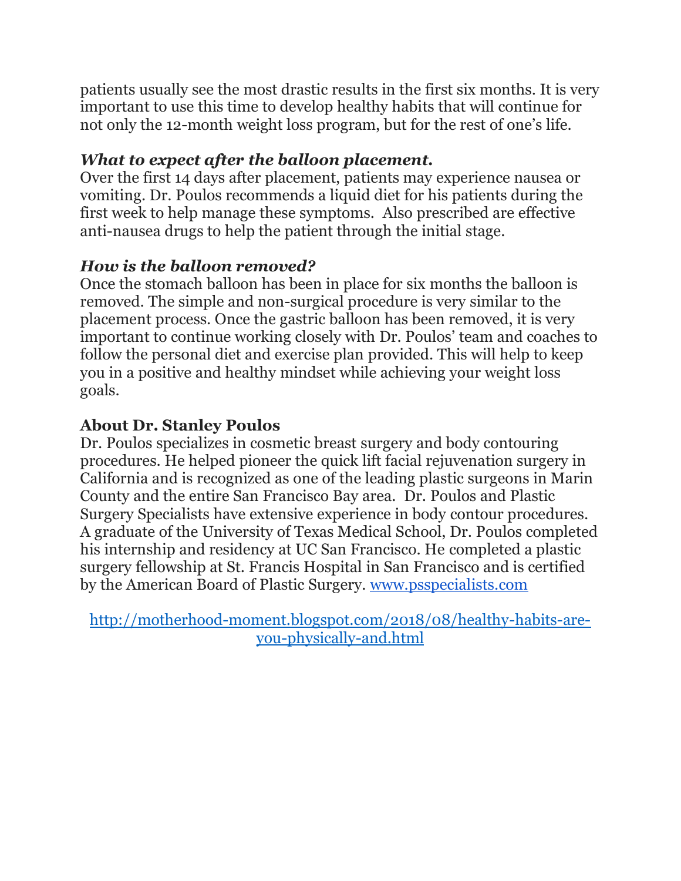patients usually see the most drastic results in the first six months. It is very important to use this time to develop healthy habits that will continue for not only the 12-month weight loss program, but for the rest of one's life.

### *What to expect after the balloon placement.*

Over the first 14 days after placement, patients may experience nausea or vomiting. Dr. Poulos recommends a liquid diet for his patients during the first week to help manage these symptoms. Also prescribed are effective anti-nausea drugs to help the patient through the initial stage.

### *How is the balloon removed?*

Once the stomach balloon has been in place for six months the balloon is removed. The simple and non-surgical procedure is very similar to the placement process. Once the gastric balloon has been removed, it is very important to continue working closely with Dr. Poulos' team and coaches to follow the personal diet and exercise plan provided. This will help to keep you in a positive and healthy mindset while achieving your weight loss goals.

### About Dr. Stanley Poulos

Dr. Poulos specializes in cosmetic breast surgery and body contouring procedures. He helped pioneer the quick lift facial rejuvenation surgery in California and is recognized as one of the leading plastic surgeons in Marin County and the entire San Francisco Bay area. Dr. Poulos and Plastic Surgery Specialists have extensive experience in body contour procedures. A graduate of the University of Texas Medical School, Dr. Poulos completed his internship and residency at UC San Francisco. He completed a plastic surgery fellowship at St. Francis Hospital in San Francisco and is certified by the American Board of Plastic Surgery. [www.psspecialists.com](http://www.psspecialists.com)

[http://motherhood-moment.blogspot.com/2018/08/healthy-habits-are-you-physically-and.html](http://motherhood-moment.blogspot.com/2018/08/healthy-habits-are-you-physically-and.html)